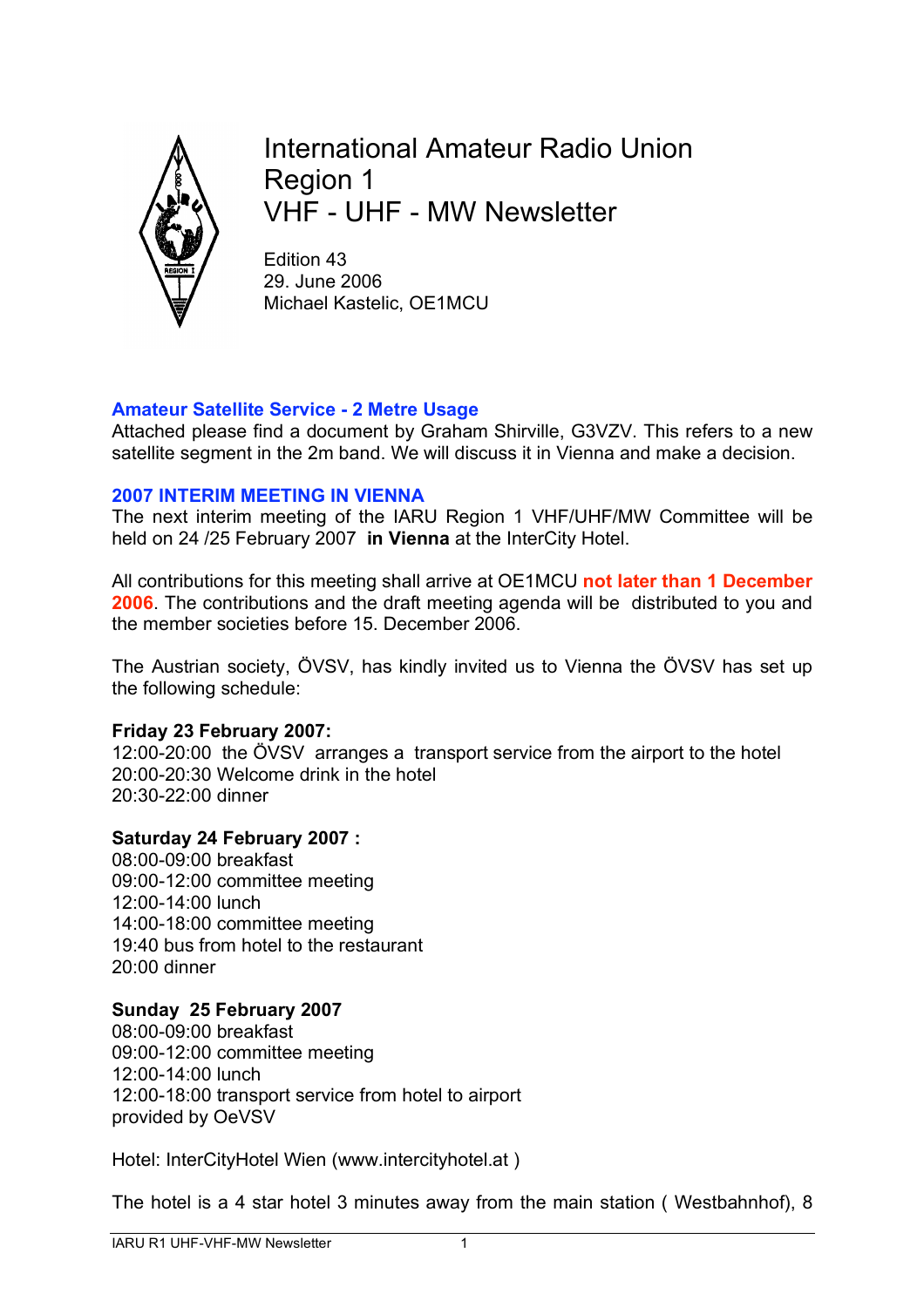# International Amateur Radio Union
# Region 1
# VHF - UHF - MW Newsletter

Edition 43
29. June 2006
Michael Kastelic, OE1MCU

## Amateur Satellite Service - 2 Metre Usage

Attached please find a document by Graham Shirville, G3VZV. This refers to a new satellite segment in the 2m band. We will discuss it in Vienna and make a decision.

## 2007 INTERIM MEETING IN VIENNA

The next interim meeting of the IARU Region 1 VHF/UHF/MW Committee will be held on 24 /25 February 2007 **in Vienna** at the InterCity Hotel.

All contributions for this meeting shall arrive at OE1MCU **not later than 1 December 2006**. The contributions and the draft meeting agenda will be distributed to you and the member societies before 15. December 2006.

The Austrian society, ÖVSV, has kindly invited us to Vienna the ÖVSV has set up the following schedule:

**Friday 23 February 2007:**
12:00-20:00 the ÖVSV arranges a transport service from the airport to the hotel
20:00-20:30 Welcome drink in the hotel
20:30-22:00 dinner

**Saturday 24 February 2007 :**
08:00-09:00 breakfast
09:00-12:00 committee meeting
12:00-14:00 lunch
14:00-18:00 committee meeting
19:40 bus from hotel to the restaurant
20:00 dinner

**Sunday 25 February 2007**
08:00-09:00 breakfast
09:00-12:00 committee meeting
12:00-14:00 lunch
12:00-18:00 transport service from hotel to airport
provided by OeVSV

Hotel: InterCityHotel Wien (www.intercityhotel.at )

The hotel is a 4 star hotel 3 minutes away from the main station ( Westbahnhof), 8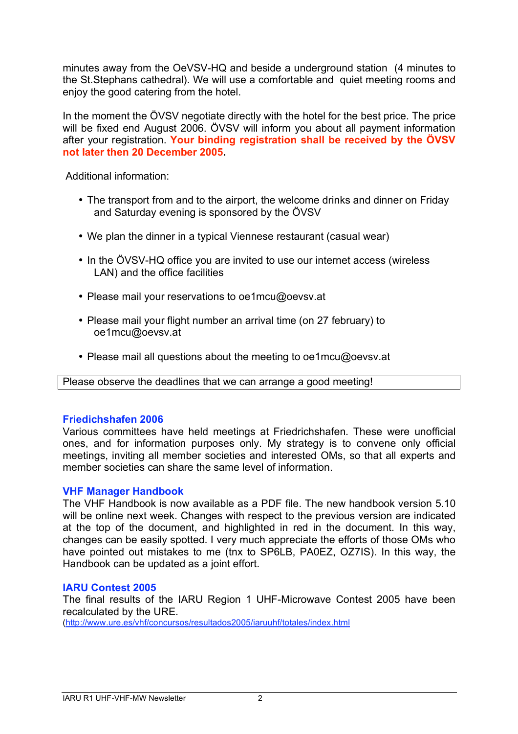minutes away from the OeVSV-HQ and beside a underground station (4 minutes to the St.Stephans cathedral). We will use a comfortable and quiet meeting rooms and enjoy the good catering from the hotel.

In the moment the ÖVSV negotiate directly with the hotel for the best price. The price will be fixed end August 2006. ÖVSV will inform you about all payment information after your registration. **Your binding registration shall be received by the ÖVSV not later then 20 December 2005**.

Additional information:

- The transport from and to the airport, the welcome drinks and dinner on Friday and Saturday evening is sponsored by the ÖVSV
- We plan the dinner in a typical Viennese restaurant (casual wear)
- In the ÖVSV-HQ office you are invited to use our internet access (wireless LAN) and the office facilities
- Please mail your reservations to oe1mcu@oevsv.at
- Please mail your flight number an arrival time (on 27 february) to oe1mcu@oevsv.at
- Please mail all questions about the meeting to oe1mcu@oevsv.at

| Please observe the deadlines that we can arrange a good meeting! |
|---|

## Friedrichshafen 2006

Various committees have held meetings at Friedrichshafen. These were unofficial ones, and for information purposes only. My strategy is to convene only official meetings, inviting all member societies and interested OMs, so that all experts and member societies can share the same level of information.

## VHF Manager Handbook

The VHF Handbook is now available as a PDF file. The new handbook version 5.10 will be online next week. Changes with respect to the previous version are indicated at the top of the document, and highlighted in red in the document. In this way, changes can be easily spotted. I very much appreciate the efforts of those OMs who have pointed out mistakes to me (tnx to SP6LB, PA0EZ, OZ7IS). In this way, the Handbook can be updated as a joint effort.

## IARU Contest 2005

The final results of the IARU Region 1 UHF-Microwave Contest 2005 have been recalculated by the URE.
(http://www.ure.es/vhf/concursos/resultados2005/iaruuhf/totales/index.html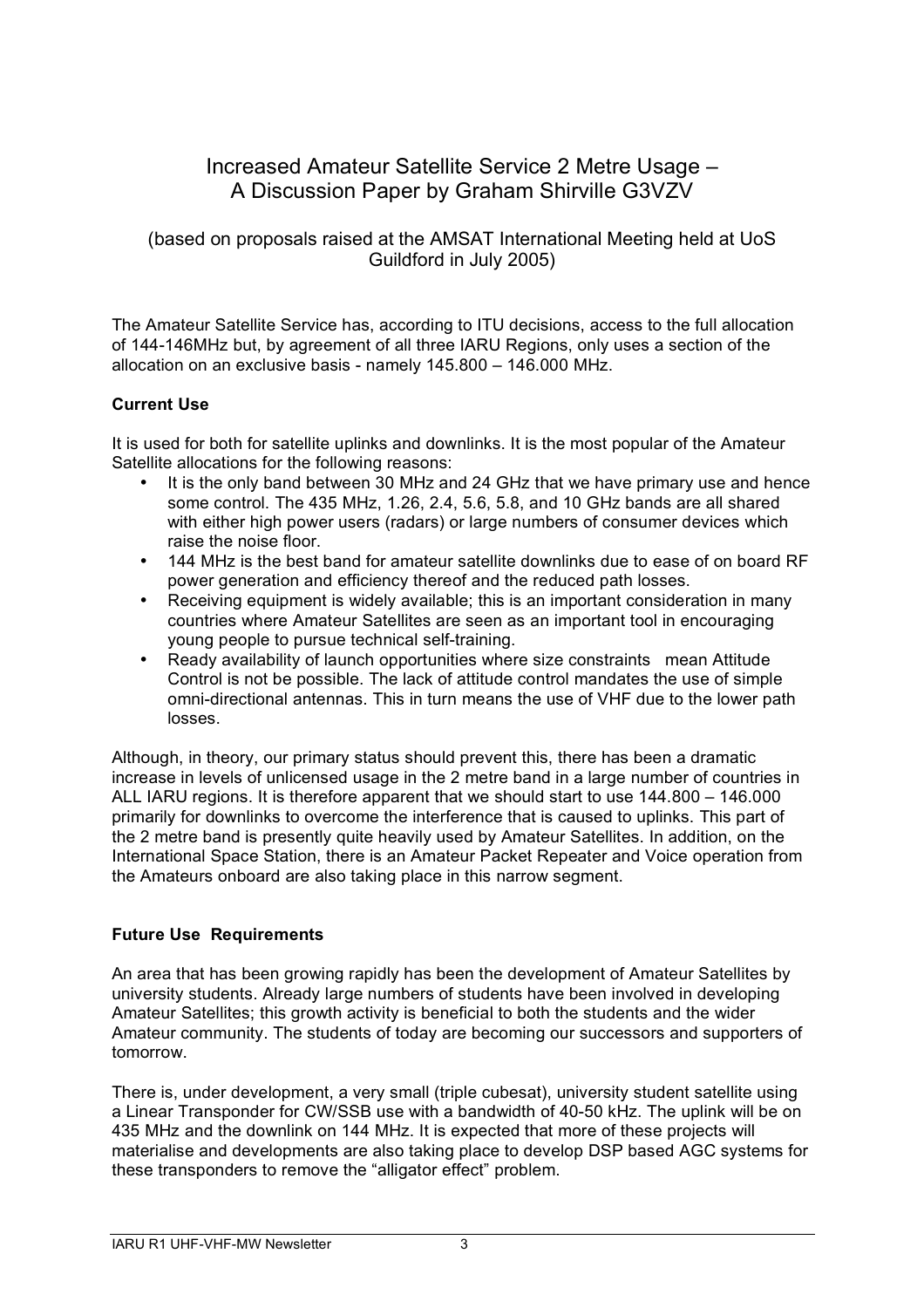# Increased Amateur Satellite Service 2 Metre Usage – A Discussion Paper by Graham Shirville G3VZV

(based on proposals raised at the AMSAT International Meeting held at UoS Guildford in July 2005)

The Amateur Satellite Service has, according to ITU decisions, access to the full allocation of 144-146MHz but, by agreement of all three IARU Regions, only uses a section of the allocation on an exclusive basis - namely 145.800 – 146.000 MHz.

**Current Use**

It is used for both for satellite uplinks and downlinks. It is the most popular of the Amateur Satellite allocations for the following reasons:

- It is the only band between 30 MHz and 24 GHz that we have primary use and hence some control. The 435 MHz, 1.26, 2.4, 5.6, 5.8, and 10 GHz bands are all shared with either high power users (radars) or large numbers of consumer devices which raise the noise floor.
- 144 MHz is the best band for amateur satellite downlinks due to ease of on board RF power generation and efficiency thereof and the reduced path losses.
- Receiving equipment is widely available; this is an important consideration in many countries where Amateur Satellites are seen as an important tool in encouraging young people to pursue technical self-training.
- Ready availability of launch opportunities where size constraints mean Attitude Control is not be possible. The lack of attitude control mandates the use of simple omni-directional antennas. This in turn means the use of VHF due to the lower path losses.

Although, in theory, our primary status should prevent this, there has been a dramatic increase in levels of unlicensed usage in the 2 metre band in a large number of countries in ALL IARU regions. It is therefore apparent that we should start to use 144.800 – 146.000 primarily for downlinks to overcome the interference that is caused to uplinks. This part of the 2 metre band is presently quite heavily used by Amateur Satellites. In addition, on the International Space Station, there is an Amateur Packet Repeater and Voice operation from the Amateurs onboard are also taking place in this narrow segment.

**Future Use Requirements**

An area that has been growing rapidly has been the development of Amateur Satellites by university students. Already large numbers of students have been involved in developing Amateur Satellites; this growth activity is beneficial to both the students and the wider Amateur community. The students of today are becoming our successors and supporters of tomorrow.

There is, under development, a very small (triple cubesat), university student satellite using a Linear Transponder for CW/SSB use with a bandwidth of 40-50 kHz. The uplink will be on 435 MHz and the downlink on 144 MHz. It is expected that more of these projects will materialise and developments are also taking place to develop DSP based AGC systems for these transponders to remove the "alligator effect" problem.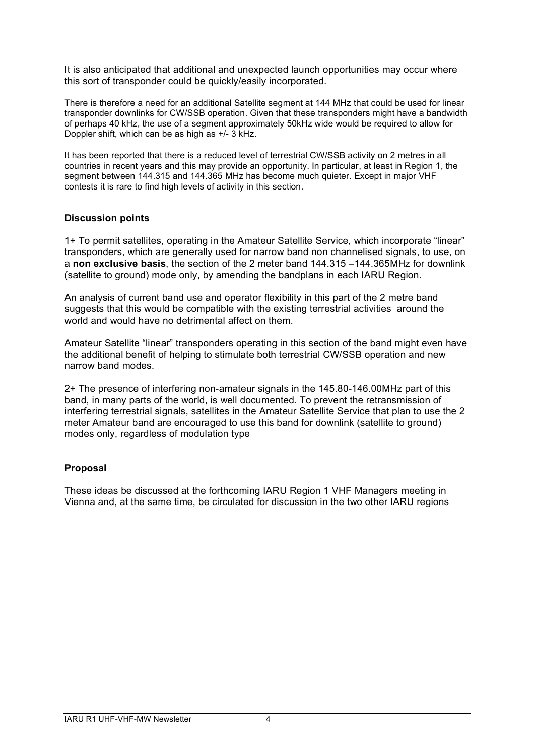It is also anticipated that additional and unexpected launch opportunities may occur where this sort of transponder could be quickly/easily incorporated.

There is therefore a need for an additional Satellite segment at 144 MHz that could be used for linear transponder downlinks for CW/SSB operation. Given that these transponders might have a bandwidth of perhaps 40 kHz, the use of a segment approximately 50kHz wide would be required to allow for Doppler shift, which can be as high as +/- 3 kHz.

It has been reported that there is a reduced level of terrestrial CW/SSB activity on 2 metres in all countries in recent years and this may provide an opportunity. In particular, at least in Region 1, the segment between 144.315 and 144.365 MHz has become much quieter. Except in major VHF contests it is rare to find high levels of activity in this section.

**Discussion points**

1+ To permit satellites, operating in the Amateur Satellite Service, which incorporate "linear" transponders, which are generally used for narrow band non channelised signals, to use, on a **non exclusive basis**, the section of the 2 meter band 144.315 –144.365MHz for downlink (satellite to ground) mode only, by amending the bandplans in each IARU Region.

An analysis of current band use and operator flexibility in this part of the 2 metre band suggests that this would be compatible with the existing terrestrial activities around the world and would have no detrimental affect on them.

Amateur Satellite "linear" transponders operating in this section of the band might even have the additional benefit of helping to stimulate both terrestrial CW/SSB operation and new narrow band modes.

2+ The presence of interfering non-amateur signals in the 145.80-146.00MHz part of this band, in many parts of the world, is well documented. To prevent the retransmission of interfering terrestrial signals, satellites in the Amateur Satellite Service that plan to use the 2 meter Amateur band are encouraged to use this band for downlink (satellite to ground) modes only, regardless of modulation type

**Proposal**

These ideas be discussed at the forthcoming IARU Region 1 VHF Managers meeting in Vienna and, at the same time, be circulated for discussion in the two other IARU regions